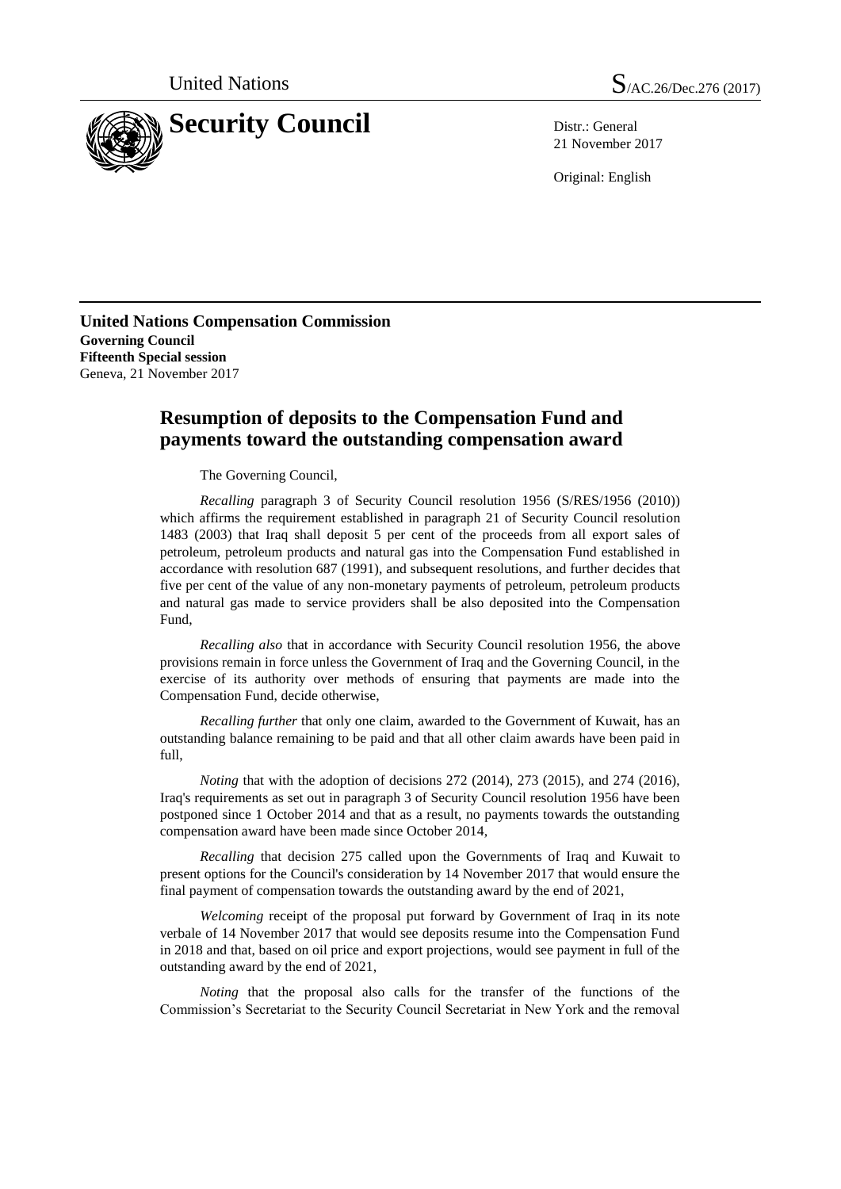United Nations

S/AC.26/Dec.276 (2017)

# Security Council

Distr.: General
21 November 2017

Original: English

**United Nations Compensation Commission**
**Governing Council**
**Fifteenth Special session**
Geneva, 21 November 2017

## Resumption of deposits to the Compensation Fund and payments toward the outstanding compensation award

The Governing Council,

*Recalling* paragraph 3 of Security Council resolution 1956 (S/RES/1956 (2010)) which affirms the requirement established in paragraph 21 of Security Council resolution 1483 (2003) that Iraq shall deposit 5 per cent of the proceeds from all export sales of petroleum, petroleum products and natural gas into the Compensation Fund established in accordance with resolution 687 (1991), and subsequent resolutions, and further decides that five per cent of the value of any non-monetary payments of petroleum, petroleum products and natural gas made to service providers shall be also deposited into the Compensation Fund,

*Recalling also* that in accordance with Security Council resolution 1956, the above provisions remain in force unless the Government of Iraq and the Governing Council, in the exercise of its authority over methods of ensuring that payments are made into the Compensation Fund, decide otherwise,

*Recalling further* that only one claim, awarded to the Government of Kuwait, has an outstanding balance remaining to be paid and that all other claim awards have been paid in full,

*Noting* that with the adoption of decisions 272 (2014), 273 (2015), and 274 (2016), Iraq's requirements as set out in paragraph 3 of Security Council resolution 1956 have been postponed since 1 October 2014 and that as a result, no payments towards the outstanding compensation award have been made since October 2014,

*Recalling* that decision 275 called upon the Governments of Iraq and Kuwait to present options for the Council's consideration by 14 November 2017 that would ensure the final payment of compensation towards the outstanding award by the end of 2021,

*Welcoming* receipt of the proposal put forward by Government of Iraq in its note verbale of 14 November 2017 that would see deposits resume into the Compensation Fund in 2018 and that, based on oil price and export projections, would see payment in full of the outstanding award by the end of 2021,

*Noting* that the proposal also calls for the transfer of the functions of the Commission's Secretariat to the Security Council Secretariat in New York and the removal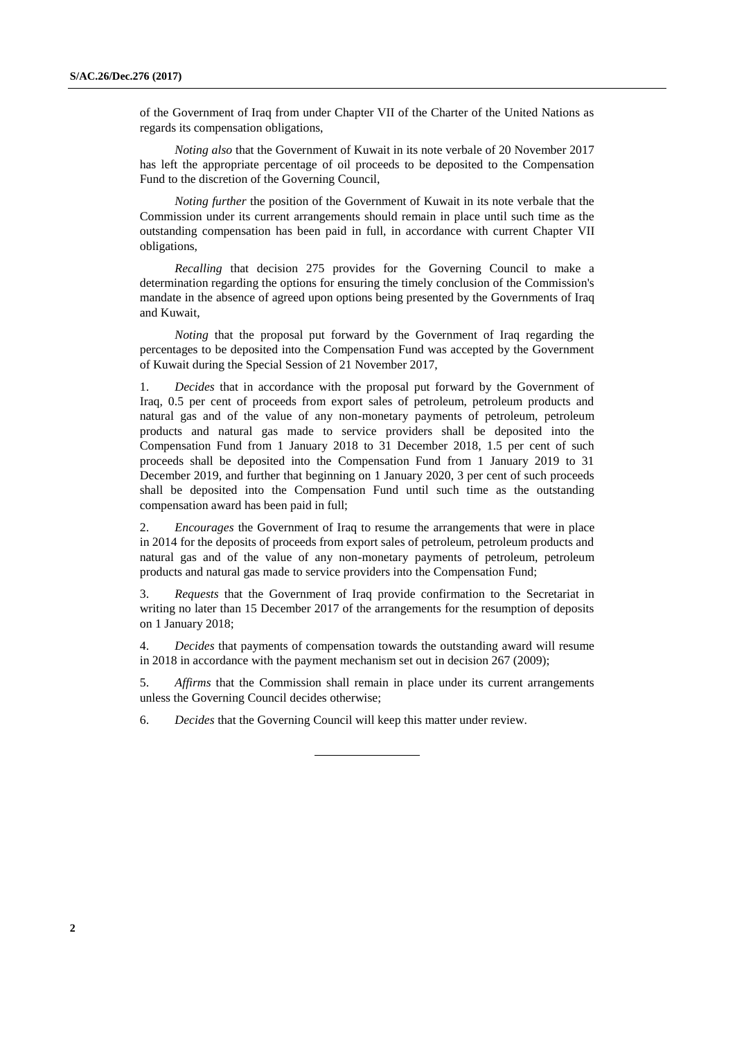of the Government of Iraq from under Chapter VII of the Charter of the United Nations as regards its compensation obligations,

*Noting also* that the Government of Kuwait in its note verbale of 20 November 2017 has left the appropriate percentage of oil proceeds to be deposited to the Compensation Fund to the discretion of the Governing Council,

*Noting further* the position of the Government of Kuwait in its note verbale that the Commission under its current arrangements should remain in place until such time as the outstanding compensation has been paid in full, in accordance with current Chapter VII obligations,

*Recalling* that decision 275 provides for the Governing Council to make a determination regarding the options for ensuring the timely conclusion of the Commission's mandate in the absence of agreed upon options being presented by the Governments of Iraq and Kuwait,

*Noting* that the proposal put forward by the Government of Iraq regarding the percentages to be deposited into the Compensation Fund was accepted by the Government of Kuwait during the Special Session of 21 November 2017,

1. *Decides* that in accordance with the proposal put forward by the Government of Iraq, 0.5 per cent of proceeds from export sales of petroleum, petroleum products and natural gas and of the value of any non-monetary payments of petroleum, petroleum products and natural gas made to service providers shall be deposited into the Compensation Fund from 1 January 2018 to 31 December 2018, 1.5 per cent of such proceeds shall be deposited into the Compensation Fund from 1 January 2019 to 31 December 2019, and further that beginning on 1 January 2020, 3 per cent of such proceeds shall be deposited into the Compensation Fund until such time as the outstanding compensation award has been paid in full;

2. *Encourages* the Government of Iraq to resume the arrangements that were in place in 2014 for the deposits of proceeds from export sales of petroleum, petroleum products and natural gas and of the value of any non-monetary payments of petroleum, petroleum products and natural gas made to service providers into the Compensation Fund;

3. *Requests* that the Government of Iraq provide confirmation to the Secretariat in writing no later than 15 December 2017 of the arrangements for the resumption of deposits on 1 January 2018;

4. *Decides* that payments of compensation towards the outstanding award will resume in 2018 in accordance with the payment mechanism set out in decision 267 (2009);

5. *Affirms* that the Commission shall remain in place under its current arrangements unless the Governing Council decides otherwise;

6. *Decides* that the Governing Council will keep this matter under review.